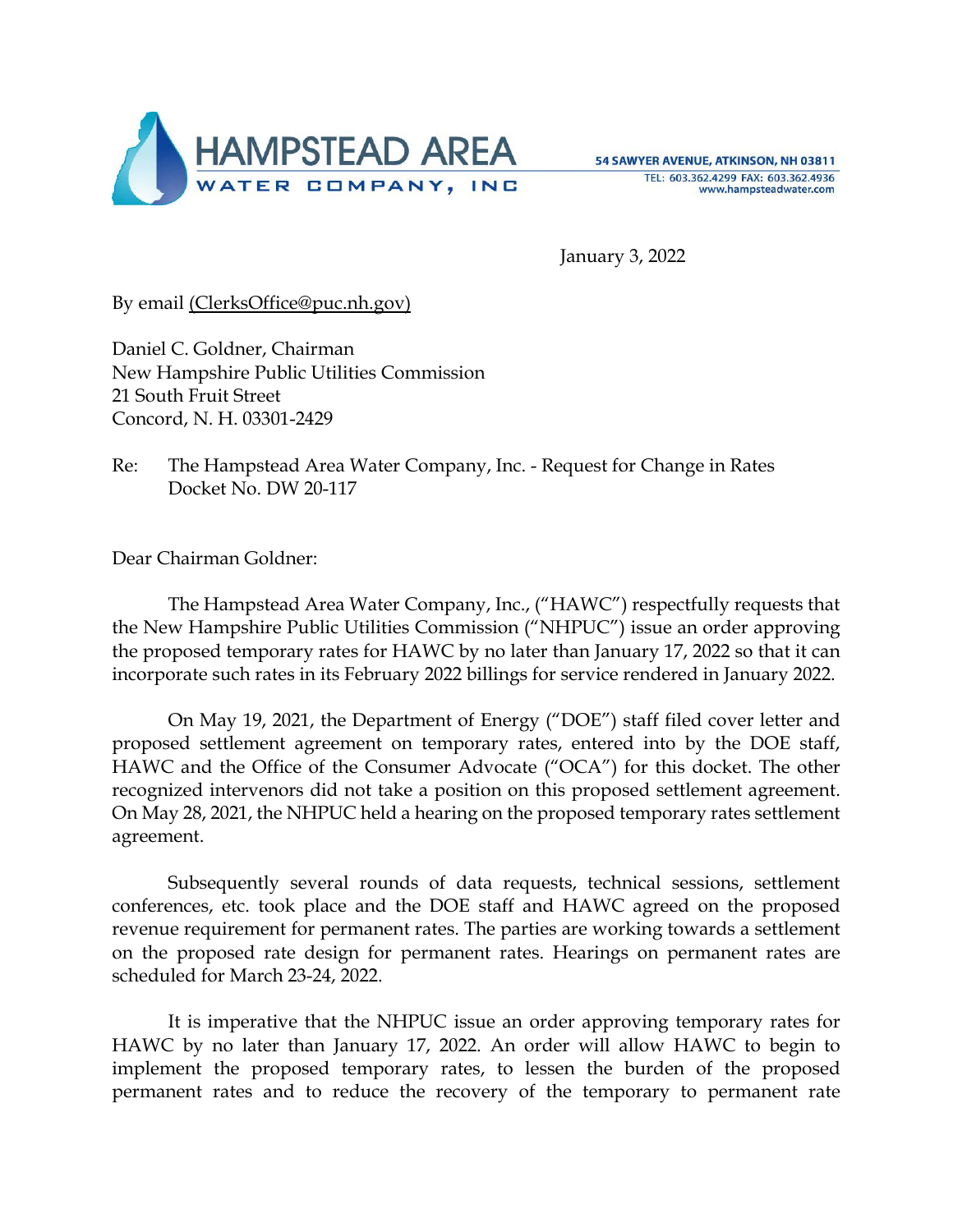# HAMPSTEAD AREA WATER COMPANY, INC

54 SAWYER AVENUE, ATKINSON, NH 03811
TEL: 603.362.4299 FAX: 603.362.4936
www.hampsteadwater.com

January 3, 2022

By email (ClerksOffice@puc.nh.gov)

Daniel C. Goldner, Chairman
New Hampshire Public Utilities Commission
21 South Fruit Street
Concord, N. H. 03301-2429

Re: The Hampstead Area Water Company, Inc. - Request for Change in Rates
Docket No. DW 20-117

Dear Chairman Goldner:

The Hampstead Area Water Company, Inc., ("HAWC") respectfully requests that the New Hampshire Public Utilities Commission ("NHPUC") issue an order approving the proposed temporary rates for HAWC by no later than January 17, 2022 so that it can incorporate such rates in its February 2022 billings for service rendered in January 2022.

On May 19, 2021, the Department of Energy ("DOE") staff filed cover letter and proposed settlement agreement on temporary rates, entered into by the DOE staff, HAWC and the Office of the Consumer Advocate ("OCA") for this docket. The other recognized intervenors did not take a position on this proposed settlement agreement. On May 28, 2021, the NHPUC held a hearing on the proposed temporary rates settlement agreement.

Subsequently several rounds of data requests, technical sessions, settlement conferences, etc. took place and the DOE staff and HAWC agreed on the proposed revenue requirement for permanent rates. The parties are working towards a settlement on the proposed rate design for permanent rates. Hearings on permanent rates are scheduled for March 23-24, 2022.

It is imperative that the NHPUC issue an order approving temporary rates for HAWC by no later than January 17, 2022. An order will allow HAWC to begin to implement the proposed temporary rates, to lessen the burden of the proposed permanent rates and to reduce the recovery of the temporary to permanent rate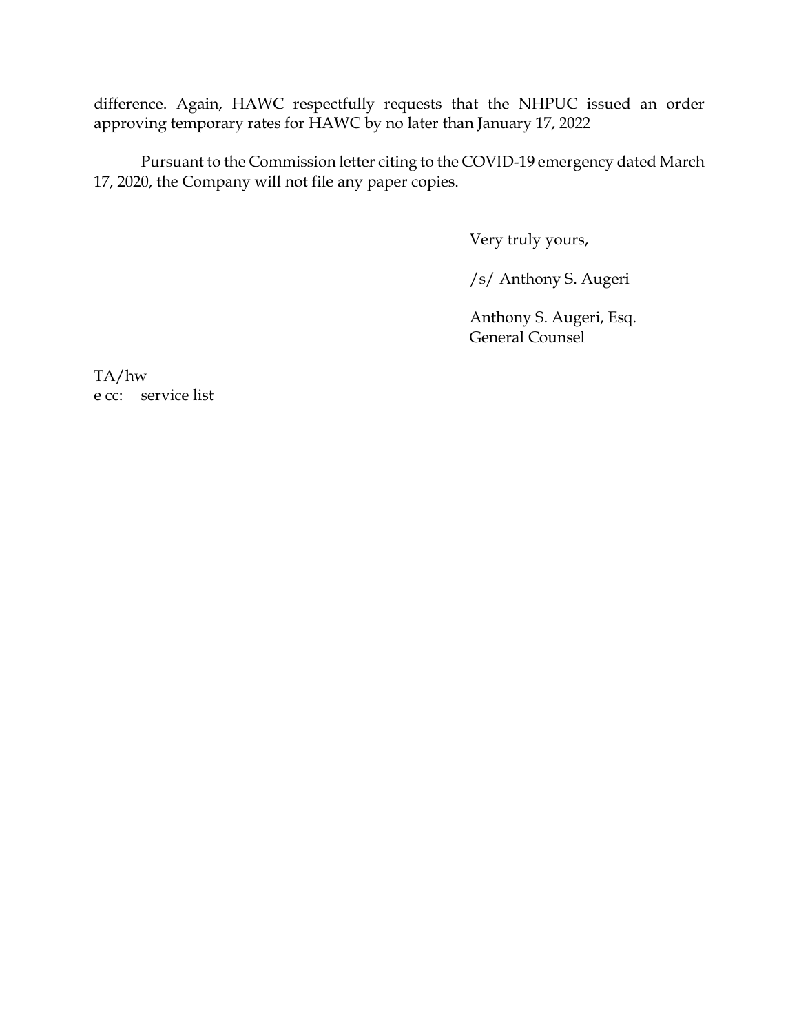difference. Again, HAWC respectfully requests that the NHPUC issued an order approving temporary rates for HAWC by no later than January 17, 2022

Pursuant to the Commission letter citing to the COVID-19 emergency dated March 17, 2020, the Company will not file any paper copies.

Very truly yours,

/s/ Anthony S. Augeri

Anthony S. Augeri, Esq.
General Counsel

TA/hw
e cc: service list